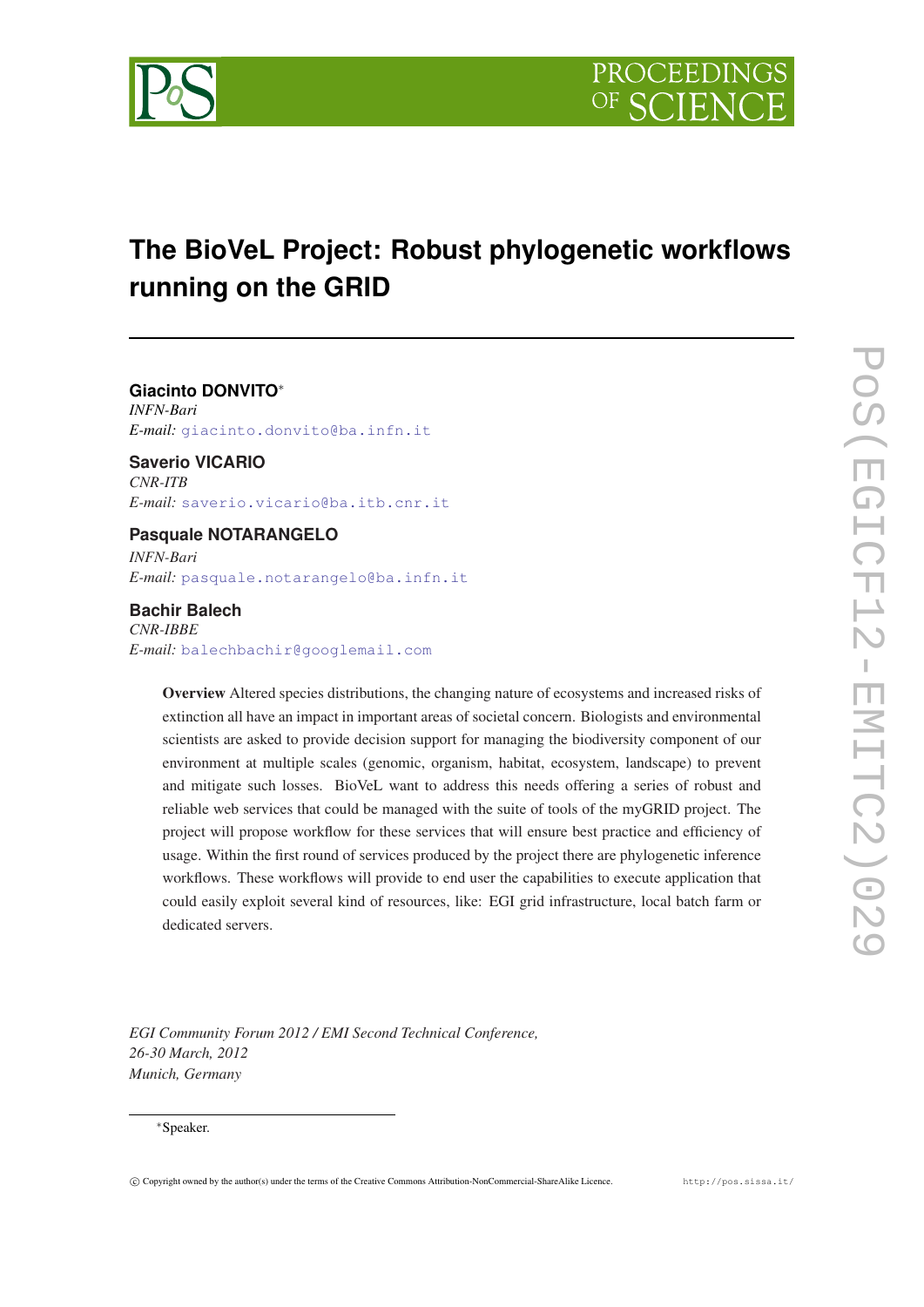# The BioVeL Project: Robust phylogenetic workflows running on the GRID

**Giacinto DONVITO**[∗]
*INFN-Bari*
*E-mail:* giacinto.donvito@ba.infn.it

**Saverio VICARIO**
*CNR-ITB*
*E-mail:* saverio.vicario@ba.itb.cnr.it

**Pasquale NOTARANGELO**
*INFN-Bari*
*E-mail:* pasquale.notarangelo@ba.infn.it

**Bachir Balech**
*CNR-IBBE*
*E-mail:* balechbachir@googlemail.com

**Overview** Altered species distributions, the changing nature of ecosystems and increased risks of extinction all have an impact in important areas of societal concern. Biologists and environmental scientists are asked to provide decision support for managing the biodiversity component of our environment at multiple scales (genomic, organism, habitat, ecosystem, landscape) to prevent and mitigate such losses. BioVeL want to address this needs offering a series of robust and reliable web services that could be managed with the suite of tools of the myGRID project. The project will propose workflow for these services that will ensure best practice and efficiency of usage. Within the first round of services produced by the project there are phylogenetic inference workflows. These workflows will provide to end user the capabilities to execute application that could easily exploit several kind of resources, like: EGI grid infrastructure, local batch farm or dedicated servers.

*EGI Community Forum 2012 / EMI Second Technical Conference,*
*26-30 March, 2012*
*Munich, Germany*

[∗]Speaker.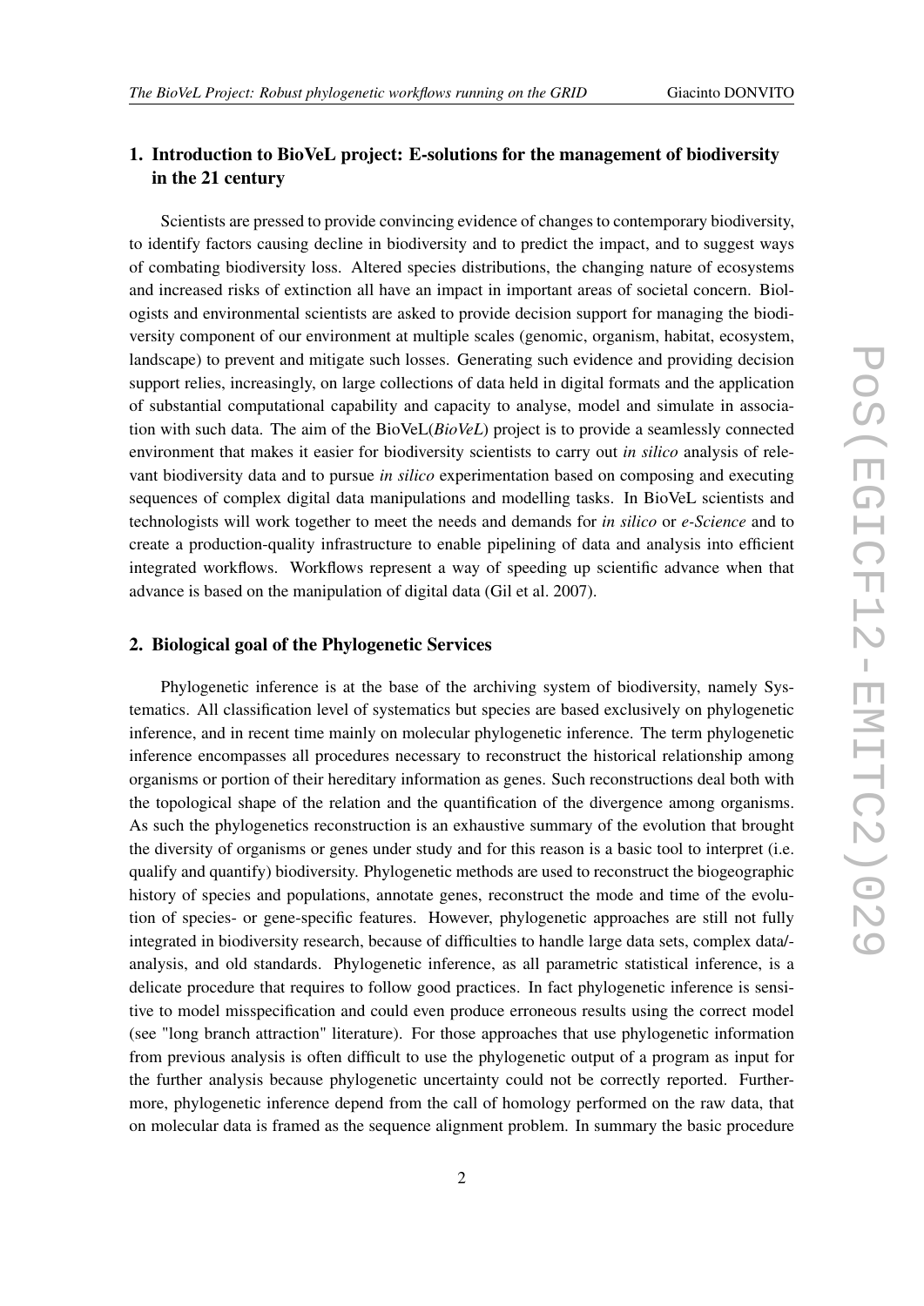## 1. Introduction to BioVeL project: E-solutions for the management of biodiversity in the 21 century

Scientists are pressed to provide convincing evidence of changes to contemporary biodiversity, to identify factors causing decline in biodiversity and to predict the impact, and to suggest ways of combating biodiversity loss. Altered species distributions, the changing nature of ecosystems and increased risks of extinction all have an impact in important areas of societal concern. Biologists and environmental scientists are asked to provide decision support for managing the biodiversity component of our environment at multiple scales (genomic, organism, habitat, ecosystem, landscape) to prevent and mitigate such losses. Generating such evidence and providing decision support relies, increasingly, on large collections of data held in digital formats and the application of substantial computational capability and capacity to analyse, model and simulate in association with such data. The aim of the BioVeL(*BioVeL*) project is to provide a seamlessly connected environment that makes it easier for biodiversity scientists to carry out *in silico* analysis of relevant biodiversity data and to pursue *in silico* experimentation based on composing and executing sequences of complex digital data manipulations and modelling tasks. In BioVeL scientists and technologists will work together to meet the needs and demands for *in silico* or *e-Science* and to create a production-quality infrastructure to enable pipelining of data and analysis into efficient integrated workflows. Workflows represent a way of speeding up scientific advance when that advance is based on the manipulation of digital data (Gil et al. 2007).

## 2. Biological goal of the Phylogenetic Services

Phylogenetic inference is at the base of the archiving system of biodiversity, namely Systematics. All classification level of systematics but species are based exclusively on phylogenetic inference, and in recent time mainly on molecular phylogenetic inference. The term phylogenetic inference encompasses all procedures necessary to reconstruct the historical relationship among organisms or portion of their hereditary information as genes. Such reconstructions deal both with the topological shape of the relation and the quantification of the divergence among organisms. As such the phylogenetics reconstruction is an exhaustive summary of the evolution that brought the diversity of organisms or genes under study and for this reason is a basic tool to interpret (i.e. qualify and quantify) biodiversity. Phylogenetic methods are used to reconstruct the biogeographic history of species and populations, annotate genes, reconstruct the mode and time of the evolution of species- or gene-specific features. However, phylogenetic approaches are still not fully integrated in biodiversity research, because of difficulties to handle large data sets, complex data/-analysis, and old standards. Phylogenetic inference, as all parametric statistical inference, is a delicate procedure that requires to follow good practices. In fact phylogenetic inference is sensitive to model misspecification and could even produce erroneous results using the correct model (see "long branch attraction" literature). For those approaches that use phylogenetic information from previous analysis is often difficult to use the phylogenetic output of a program as input for the further analysis because phylogenetic uncertainty could not be correctly reported. Furthermore, phylogenetic inference depend from the call of homology performed on the raw data, that on molecular data is framed as the sequence alignment problem. In summary the basic procedure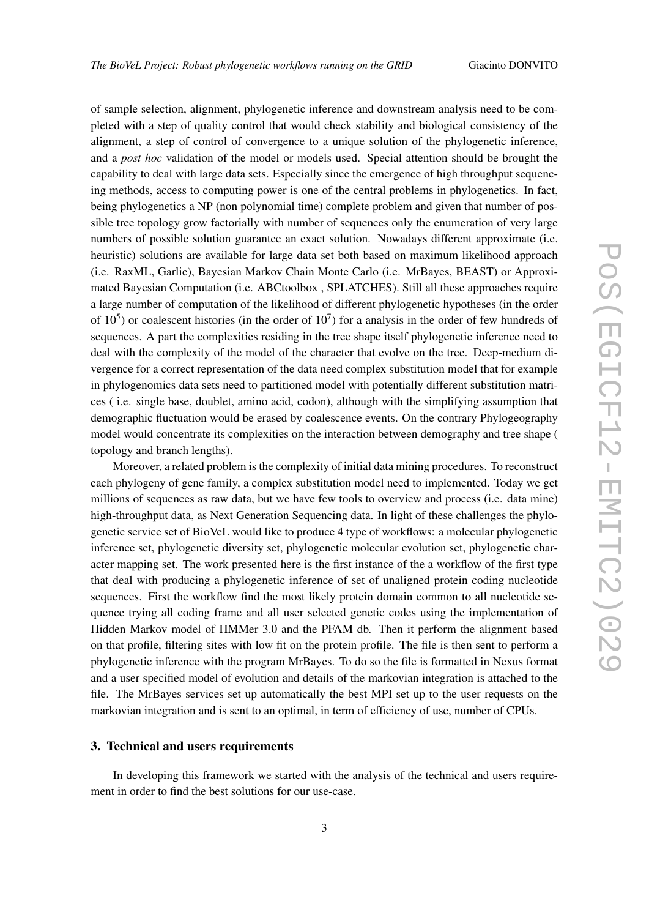of sample selection, alignment, phylogenetic inference and downstream analysis need to be completed with a step of quality control that would check stability and biological consistency of the alignment, a step of control of convergence to a unique solution of the phylogenetic inference, and a *post hoc* validation of the model or models used. Special attention should be brought the capability to deal with large data sets. Especially since the emergence of high throughput sequencing methods, access to computing power is one of the central problems in phylogenetics. In fact, being phylogenetics a NP (non polynomial time) complete problem and given that number of possible tree topology grow factorially with number of sequences only the enumeration of very large numbers of possible solution guarantee an exact solution. Nowadays different approximate (i.e. heuristic) solutions are available for large data set both based on maximum likelihood approach (i.e. RaxML, Garlie), Bayesian Markov Chain Monte Carlo (i.e. MrBayes, BEAST) or Approximated Bayesian Computation (i.e. ABCtoolbox , SPLATCHES). Still all these approaches require a large number of computation of the likelihood of different phylogenetic hypotheses (in the order of $10^5$) or coalescent histories (in the order of $10^7$) for a analysis in the order of few hundreds of sequences. A part the complexities residing in the tree shape itself phylogenetic inference need to deal with the complexity of the model of the character that evolve on the tree. Deep-medium divergence for a correct representation of the data need complex substitution model that for example in phylogenomics data sets need to partitioned model with potentially different substitution matrices ( i.e. single base, doublet, amino acid, codon), although with the simplifying assumption that demographic fluctuation would be erased by coalescence events. On the contrary Phylogeography model would concentrate its complexities on the interaction between demography and tree shape ( topology and branch lengths).

Moreover, a related problem is the complexity of initial data mining procedures. To reconstruct each phylogeny of gene family, a complex substitution model need to implemented. Today we get millions of sequences as raw data, but we have few tools to overview and process (i.e. data mine) high-throughput data, as Next Generation Sequencing data. In light of these challenges the phylogenetic service set of BioVeL would like to produce 4 type of workflows: a molecular phylogenetic inference set, phylogenetic diversity set, phylogenetic molecular evolution set, phylogenetic character mapping set. The work presented here is the first instance of the a workflow of the first type that deal with producing a phylogenetic inference of set of unaligned protein coding nucleotide sequences. First the workflow find the most likely protein domain common to all nucleotide sequence trying all coding frame and all user selected genetic codes using the implementation of Hidden Markov model of HMMer 3.0 and the PFAM db. Then it perform the alignment based on that profile, filtering sites with low fit on the protein profile. The file is then sent to perform a phylogenetic inference with the program MrBayes. To do so the file is formatted in Nexus format and a user specified model of evolution and details of the markovian integration is attached to the file. The MrBayes services set up automatically the best MPI set up to the user requests on the markovian integration and is sent to an optimal, in term of efficiency of use, number of CPUs.

## 3. Technical and users requirements

In developing this framework we started with the analysis of the technical and users requirement in order to find the best solutions for our use-case.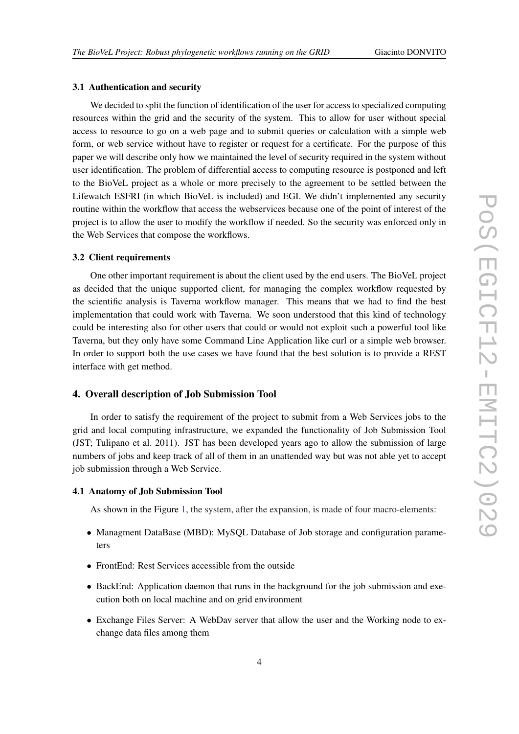### 3.1 Authentication and security

We decided to split the function of identification of the user for access to specialized computing resources within the grid and the security of the system. This to allow for user without special access to resource to go on a web page and to submit queries or calculation with a simple web form, or web service without have to register or request for a certificate. For the purpose of this paper we will describe only how we maintained the level of security required in the system without user identification. The problem of differential access to computing resource is postponed and left to the BioVeL project as a whole or more precisely to the agreement to be settled between the Lifewatch ESFRI (in which BioVeL is included) and EGI. We didn't implemented any security routine within the workflow that access the webservices because one of the point of interest of the project is to allow the user to modify the workflow if needed. So the security was enforced only in the Web Services that compose the workflows.

### 3.2 Client requirements

One other important requirement is about the client used by the end users. The BioVeL project as decided that the unique supported client, for managing the complex workflow requested by the scientific analysis is Taverna workflow manager. This means that we had to find the best implementation that could work with Taverna. We soon understood that this kind of technology could be interesting also for other users that could or would not exploit such a powerful tool like Taverna, but they only have some Command Line Application like curl or a simple web browser. In order to support both the use cases we have found that the best solution is to provide a REST interface with get method.

## 4. Overall description of Job Submission Tool

In order to satisfy the requirement of the project to submit from a Web Services jobs to the grid and local computing infrastructure, we expanded the functionality of Job Submission Tool (JST; Tulipano et al. 2011). JST has been developed years ago to allow the submission of large numbers of jobs and keep track of all of them in an unattended way but was not able yet to accept job submission through a Web Service.

### 4.1 Anatomy of Job Submission Tool

As shown in the Figure 1, the system, after the expansion, is made of four macro-elements:

- Managment DataBase (MBD): MySQL Database of Job storage and configuration parameters
- FrontEnd: Rest Services accessible from the outside
- BackEnd: Application daemon that runs in the background for the job submission and execution both on local machine and on grid environment
- Exchange Files Server: A WebDav server that allow the user and the Working node to exchange data files among them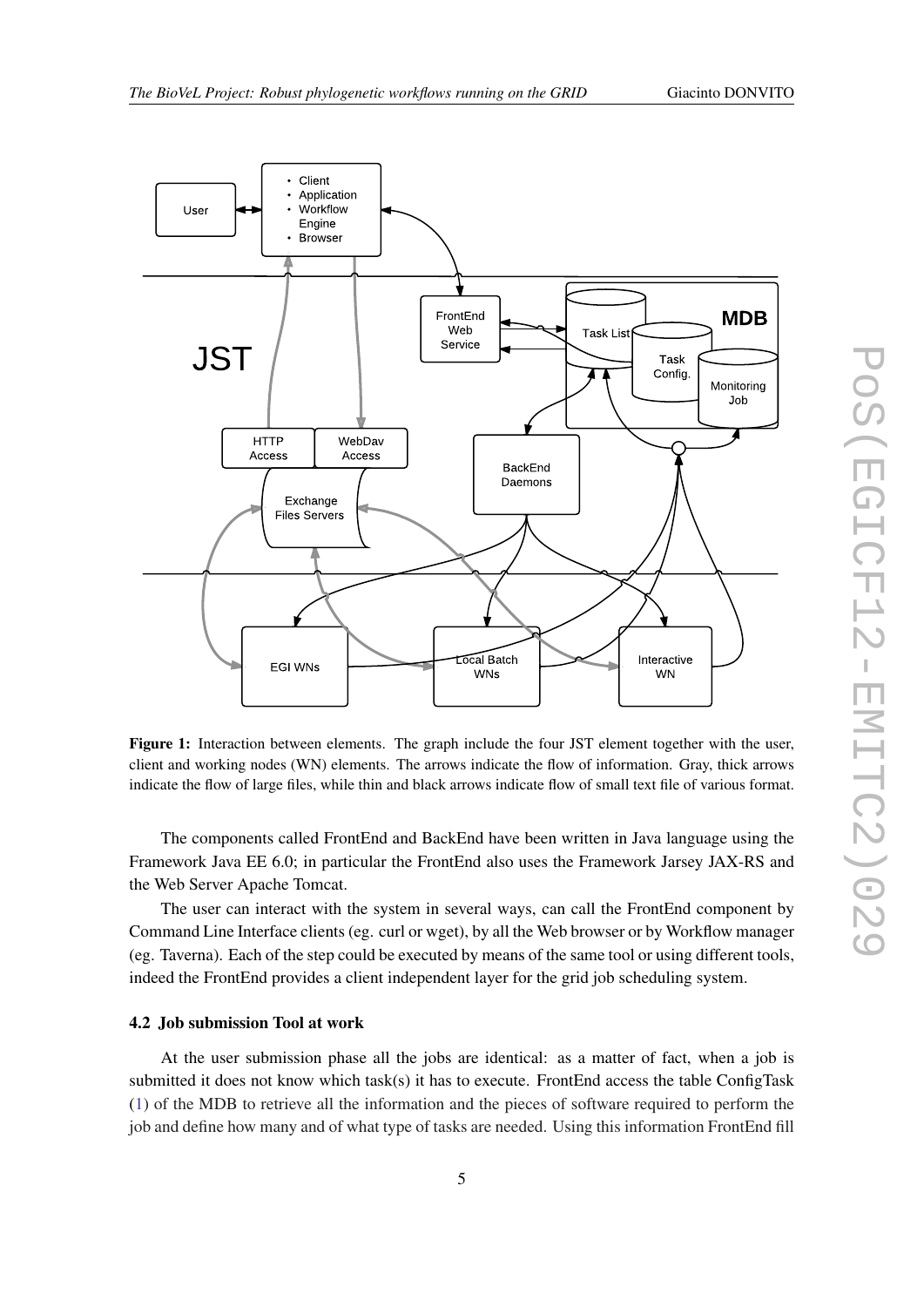**Figure 1:** Interaction between elements. The graph include the four JST element together with the user, client and working nodes (WN) elements. The arrows indicate the flow of information. Gray, thick arrows indicate the flow of large files, while thin and black arrows indicate flow of small text file of various format.

The components called FrontEnd and BackEnd have been written in Java language using the Framework Java EE 6.0; in particular the FrontEnd also uses the Framework Jarsey JAX-RS and the Web Server Apache Tomcat.

The user can interact with the system in several ways, can call the FrontEnd component by Command Line Interface clients (eg. curl or wget), by all the Web browser or by Workflow manager (eg. Taverna). Each of the step could be executed by means of the same tool or using different tools, indeed the FrontEnd provides a client independent layer for the grid job scheduling system.

### 4.2 Job submission Tool at work

At the user submission phase all the jobs are identical: as a matter of fact, when a job is submitted it does not know which task(s) it has to execute. FrontEnd access the table ConfigTask (1) of the MDB to retrieve all the information and the pieces of software required to perform the job and define how many and of what type of tasks are needed. Using this information FrontEnd fill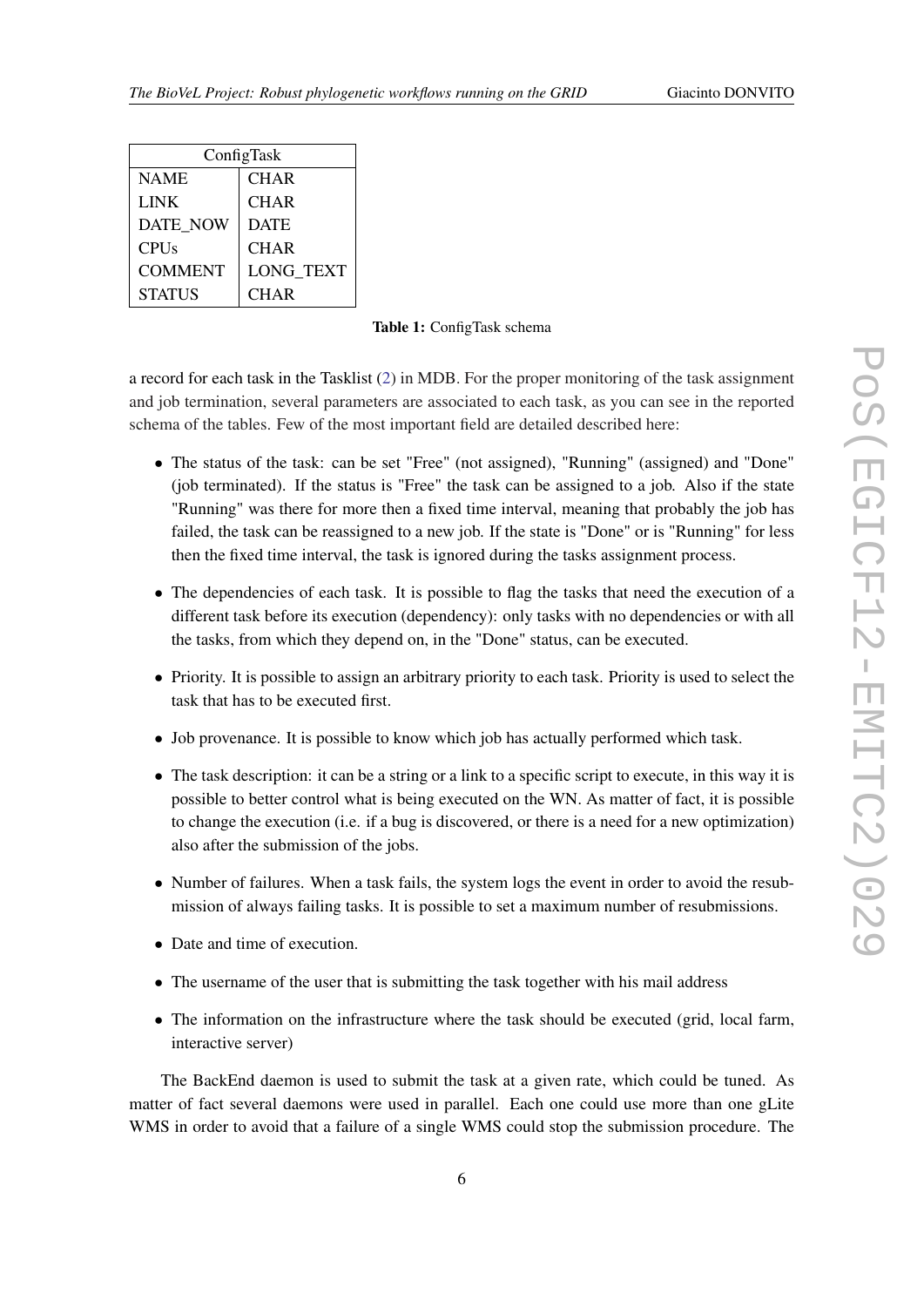| ConfigTask | |
|---|---|
| NAME | CHAR |
| LINK | CHAR |
| DATE_NOW | DATE |
| CPUs | CHAR |
| COMMENT | LONG_TEXT |
| STATUS | CHAR |

**Table 1:** ConfigTask schema

a record for each task in the Tasklist (2) in MDB. For the proper monitoring of the task assignment and job termination, several parameters are associated to each task, as you can see in the reported schema of the tables. Few of the most important field are detailed described here:

- The status of the task: can be set "Free" (not assigned), "Running" (assigned) and "Done" (job terminated). If the status is "Free" the task can be assigned to a job. Also if the state "Running" was there for more then a fixed time interval, meaning that probably the job has failed, the task can be reassigned to a new job. If the state is "Done" or is "Running" for less then the fixed time interval, the task is ignored during the tasks assignment process.
- The dependencies of each task. It is possible to flag the tasks that need the execution of a different task before its execution (dependency): only tasks with no dependencies or with all the tasks, from which they depend on, in the "Done" status, can be executed.
- Priority. It is possible to assign an arbitrary priority to each task. Priority is used to select the task that has to be executed first.
- Job provenance. It is possible to know which job has actually performed which task.
- The task description: it can be a string or a link to a specific script to execute, in this way it is possible to better control what is being executed on the WN. As matter of fact, it is possible to change the execution (i.e. if a bug is discovered, or there is a need for a new optimization) also after the submission of the jobs.
- Number of failures. When a task fails, the system logs the event in order to avoid the resubmission of always failing tasks. It is possible to set a maximum number of resubmissions.
- Date and time of execution.
- The username of the user that is submitting the task together with his mail address
- The information on the infrastructure where the task should be executed (grid, local farm, interactive server)

The BackEnd daemon is used to submit the task at a given rate, which could be tuned. As matter of fact several daemons were used in parallel. Each one could use more than one gLite WMS in order to avoid that a failure of a single WMS could stop the submission procedure. The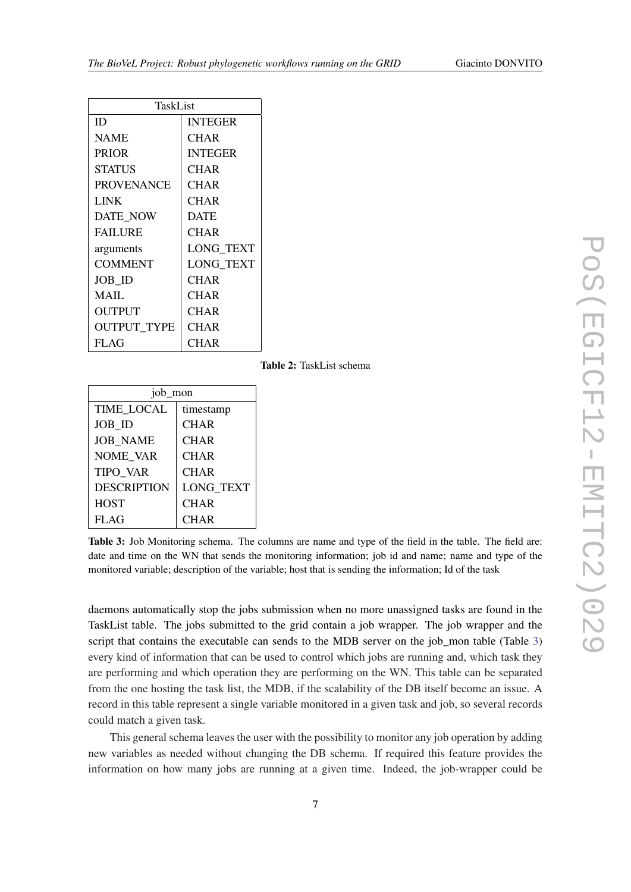| TaskList | |
|---|---|
| ID | INTEGER |
| NAME | CHAR |
| PRIOR | INTEGER |
| STATUS | CHAR |
| PROVENANCE | CHAR |
| LINK | CHAR |
| DATE_NOW | DATE |
| FAILURE | CHAR |
| arguments | LONG_TEXT |
| COMMENT | LONG_TEXT |
| JOB_ID | CHAR |
| MAIL | CHAR |
| OUTPUT | CHAR |
| OUTPUT_TYPE | CHAR |
| FLAG | CHAR |

**Table 2:** TaskList schema

| job_mon | |
|---|---|
| TIME_LOCAL | timestamp |
| JOB_ID | CHAR |
| JOB_NAME | CHAR |
| NOME_VAR | CHAR |
| TIPO_VAR | CHAR |
| DESCRIPTION | LONG_TEXT |
| HOST | CHAR |
| FLAG | CHAR |

**Table 3:** Job Monitoring schema. The columns are name and type of the field in the table. The field are: date and time on the WN that sends the monitoring information; job id and name; name and type of the monitored variable; description of the variable; host that is sending the information; Id of the task

daemons automatically stop the jobs submission when no more unassigned tasks are found in the TaskList table. The jobs submitted to the grid contain a job wrapper. The job wrapper and the script that contains the executable can sends to the MDB server on the job_mon table (Table 3) every kind of information that can be used to control which jobs are running and, which task they are performing and which operation they are performing on the WN. This table can be separated from the one hosting the task list, the MDB, if the scalability of the DB itself become an issue. A record in this table represent a single variable monitored in a given task and job, so several records could match a given task.

This general schema leaves the user with the possibility to monitor any job operation by adding new variables as needed without changing the DB schema. If required this feature provides the information on how many jobs are running at a given time. Indeed, the job-wrapper could be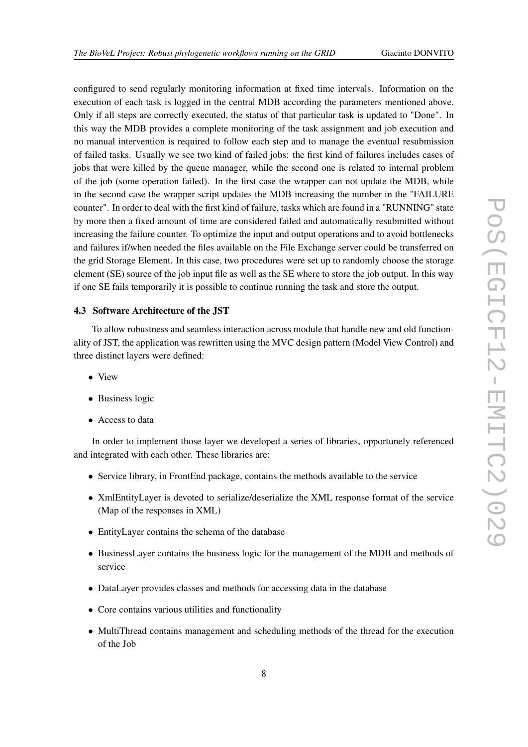configured to send regularly monitoring information at fixed time intervals. Information on the execution of each task is logged in the central MDB according the parameters mentioned above. Only if all steps are correctly executed, the status of that particular task is updated to "Done". In this way the MDB provides a complete monitoring of the task assignment and job execution and no manual intervention is required to follow each step and to manage the eventual resubmission of failed tasks. Usually we see two kind of failed jobs: the first kind of failures includes cases of jobs that were killed by the queue manager, while the second one is related to internal problem of the job (some operation failed). In the first case the wrapper can not update the MDB, while in the second case the wrapper script updates the MDB increasing the number in the "FAILURE counter". In order to deal with the first kind of failure, tasks which are found in a "RUNNING" state by more then a fixed amount of time are considered failed and automatically resubmitted without increasing the failure counter. To optimize the input and output operations and to avoid bottlenecks and failures if/when needed the files available on the File Exchange server could be transferred on the grid Storage Element. In this case, two procedures were set up to randomly choose the storage element (SE) source of the job input file as well as the SE where to store the job output. In this way if one SE fails temporarily it is possible to continue running the task and store the output.

### 4.3 Software Architecture of the JST

To allow robustness and seamless interaction across module that handle new and old functionality of JST, the application was rewritten using the MVC design pattern (Model View Control) and three distinct layers were defined:

- View
- Business logic
- Access to data

In order to implement those layer we developed a series of libraries, opportunely referenced and integrated with each other. These libraries are:

- Service library, in FrontEnd package, contains the methods available to the service
- XmlEntityLayer is devoted to serialize/deserialize the XML response format of the service (Map of the responses in XML)
- EntityLayer contains the schema of the database
- BusinessLayer contains the business logic for the management of the MDB and methods of service
- DataLayer provides classes and methods for accessing data in the database
- Core contains various utilities and functionality
- MultiThread contains management and scheduling methods of the thread for the execution of the Job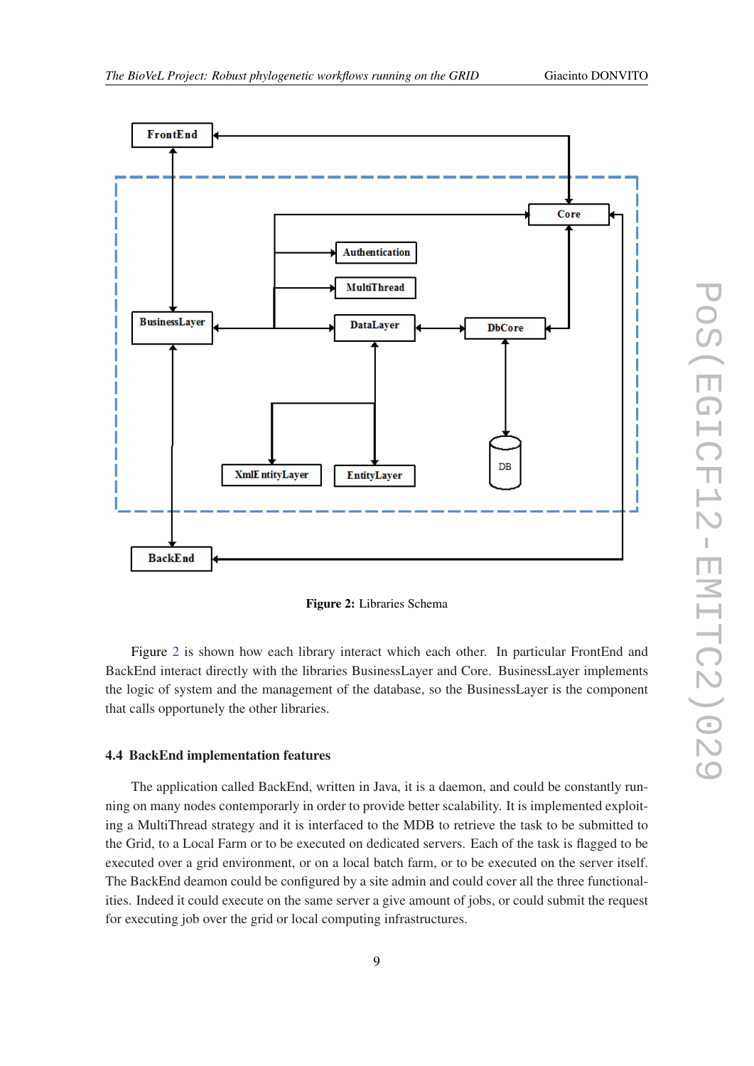Figure 2: Libraries Schema

Figure 2 is shown how each library interact which each other. In particular FrontEnd and BackEnd interact directly with the libraries BusinessLayer and Core. BusinessLayer implements the logic of system and the management of the database, so the BusinessLayer is the component that calls opportunely the other libraries.

### 4.4 BackEnd implementation features

The application called BackEnd, written in Java, it is a daemon, and could be constantly running on many nodes contemporarly in order to provide better scalability. It is implemented exploiting a MultiThread strategy and it is interfaced to the MDB to retrieve the task to be submitted to the Grid, to a Local Farm or to be executed on dedicated servers. Each of the task is flagged to be executed over a grid environment, or on a local batch farm, or to be executed on the server itself. The BackEnd deamon could be configured by a site admin and could cover all the three functionalities. Indeed it could execute on the same server a give amount of jobs, or could submit the request for executing job over the grid or local computing infrastructures.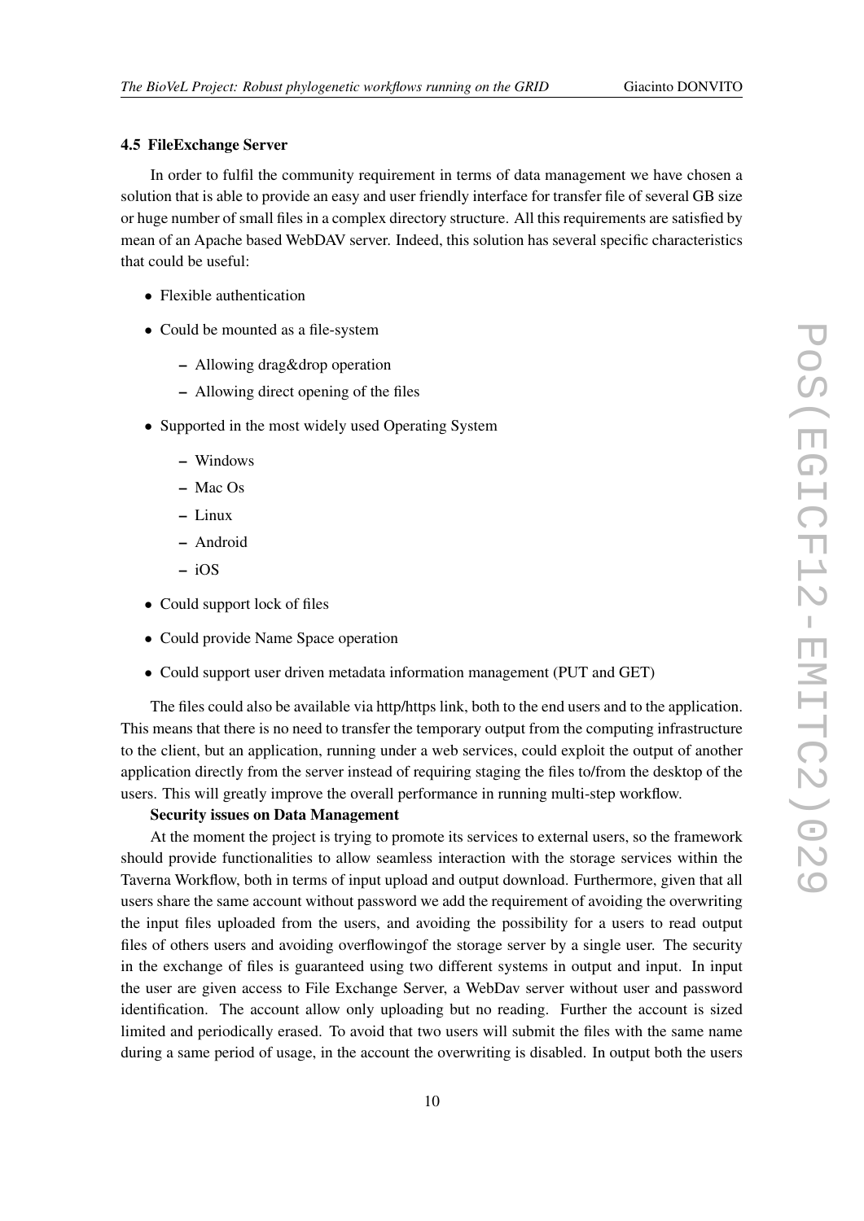### 4.5 FileExchange Server

In order to fulfil the community requirement in terms of data management we have chosen a solution that is able to provide an easy and user friendly interface for transfer file of several GB size or huge number of small files in a complex directory structure. All this requirements are satisfied by mean of an Apache based WebDAV server. Indeed, this solution has several specific characteristics that could be useful:

- Flexible authentication
- Could be mounted as a file-system
  - Allowing drag&drop operation
  - Allowing direct opening of the files
- Supported in the most widely used Operating System
  - Windows
  - Mac Os
  - Linux
  - Android
  - iOS
- Could support lock of files
- Could provide Name Space operation
- Could support user driven metadata information management (PUT and GET)

The files could also be available via http/https link, both to the end users and to the application. This means that there is no need to transfer the temporary output from the computing infrastructure to the client, but an application, running under a web services, could exploit the output of another application directly from the server instead of requiring staging the files to/from the desktop of the users. This will greatly improve the overall performance in running multi-step workflow.

**Security issues on Data Management**

At the moment the project is trying to promote its services to external users, so the framework should provide functionalities to allow seamless interaction with the storage services within the Taverna Workflow, both in terms of input upload and output download. Furthermore, given that all users share the same account without password we add the requirement of avoiding the overwriting the input files uploaded from the users, and avoiding the possibility for a users to read output files of others users and avoiding overflowingof the storage server by a single user. The security in the exchange of files is guaranteed using two different systems in output and input. In input the user are given access to File Exchange Server, a WebDav server without user and password identification. The account allow only uploading but no reading. Further the account is sized limited and periodically erased. To avoid that two users will submit the files with the same name during a same period of usage, in the account the overwriting is disabled. In output both the users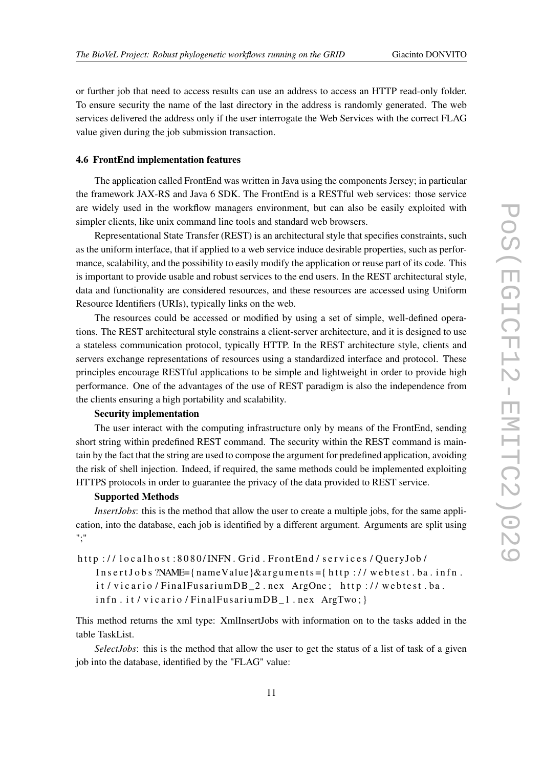or further job that need to access results can use an address to access an HTTP read-only folder. To ensure security the name of the last directory in the address is randomly generated. The web services delivered the address only if the user interrogate the Web Services with the correct FLAG value given during the job submission transaction.

### 4.6 FrontEnd implementation features

The application called FrontEnd was written in Java using the components Jersey; in particular the framework JAX-RS and Java 6 SDK. The FrontEnd is a RESTful web services: those service are widely used in the workflow managers environment, but can also be easily exploited with simpler clients, like unix command line tools and standard web browsers.

Representational State Transfer (REST) is an architectural style that specifies constraints, such as the uniform interface, that if applied to a web service induce desirable properties, such as performance, scalability, and the possibility to easily modify the application or reuse part of its code. This is important to provide usable and robust services to the end users. In the REST architectural style, data and functionality are considered resources, and these resources are accessed using Uniform Resource Identifiers (URIs), typically links on the web.

The resources could be accessed or modified by using a set of simple, well-defined operations. The REST architectural style constrains a client-server architecture, and it is designed to use a stateless communication protocol, typically HTTP. In the REST architecture style, clients and servers exchange representations of resources using a standardized interface and protocol. These principles encourage RESTful applications to be simple and lightweight in order to provide high performance. One of the advantages of the use of REST paradigm is also the independence from the clients ensuring a high portability and scalability.

**Security implementation**

The user interact with the computing infrastructure only by means of the FrontEnd, sending short string within predefined REST command. The security within the REST command is maintain by the fact that the string are used to compose the argument for predefined application, avoiding the risk of shell injection. Indeed, if required, the same methods could be implemented exploiting HTTPS protocols in order to guarantee the privacy of the data provided to REST service.

**Supported Methods**

*InsertJobs*: this is the method that allow the user to create a multiple jobs, for the same application, into the database, each job is identified by a different argument. Arguments are split using ";"

```
http://localhost:8080/INFN.Grid.FrontEnd/services/QueryJob/
    InsertJobs?NAME={nameValue}&arguments={http://webtest.ba.infn.
    it/vicario/FinalFusariumDB_2.nex ArgOne; http://webtest.ba.
    infn.it/vicario/FinalFusariumDB_1.nex ArgTwo;}
```

This method returns the xml type: XmlInsertJobs with information on to the tasks added in the table TaskList.

*SelectJobs*: this is the method that allow the user to get the status of a list of task of a given job into the database, identified by the "FLAG" value: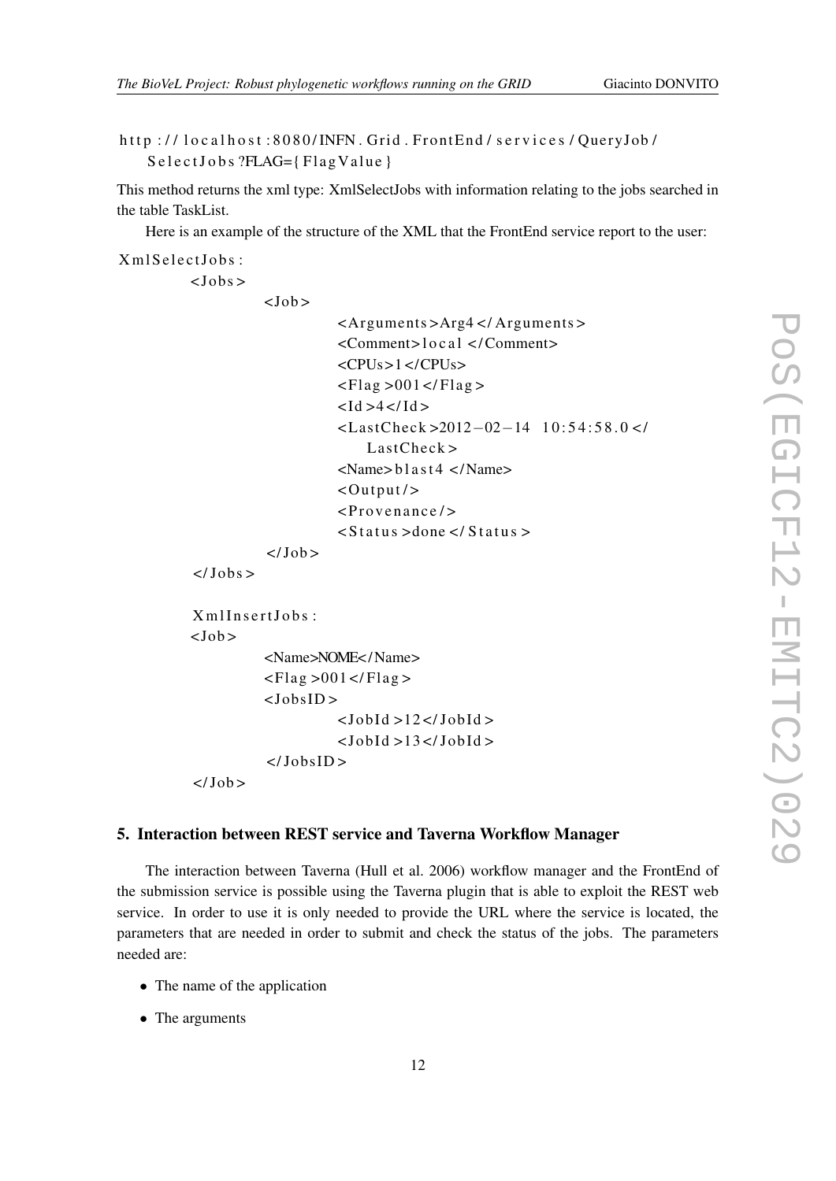```
http://localhost:8080/INFN.Grid.FrontEnd/services/QueryJob/
    SelectJobs?FLAG={FlagValue}
```

This method returns the xml type: XmlSelectJobs with information relating to the jobs searched in the table TaskList.

Here is an example of the structure of the XML that the FrontEnd service report to the user:

```
XmlSelectJobs:
        <Jobs>
                <Job>
                        <Arguments>Arg4</Arguments>
                        <Comment>local</Comment>
                        <CPUs>1</CPUs>
                        <Flag>001</Flag>
                        <Id>4</Id>
                        <LastCheck>2012-02-14 10:54:58.0</
                            LastCheck>
                        <Name>blast4</Name>
                        <Output/>
                        <Provenance/>
                        <Status>done</Status>
                </Job>
        </Jobs>

        XmlInsertJobs:
        <Job>
                <Name>NOME</Name>
                <Flag>001</Flag>
                <JobsID>
                        <JobId>12</JobId>
                        <JobId>13</JobId>
                </JobsID>
        </Job>
```

## 5. Interaction between REST service and Taverna Workflow Manager

The interaction between Taverna (Hull et al. 2006) workflow manager and the FrontEnd of the submission service is possible using the Taverna plugin that is able to exploit the REST web service. In order to use it is only needed to provide the URL where the service is located, the parameters that are needed in order to submit and check the status of the jobs. The parameters needed are:

- The name of the application
- The arguments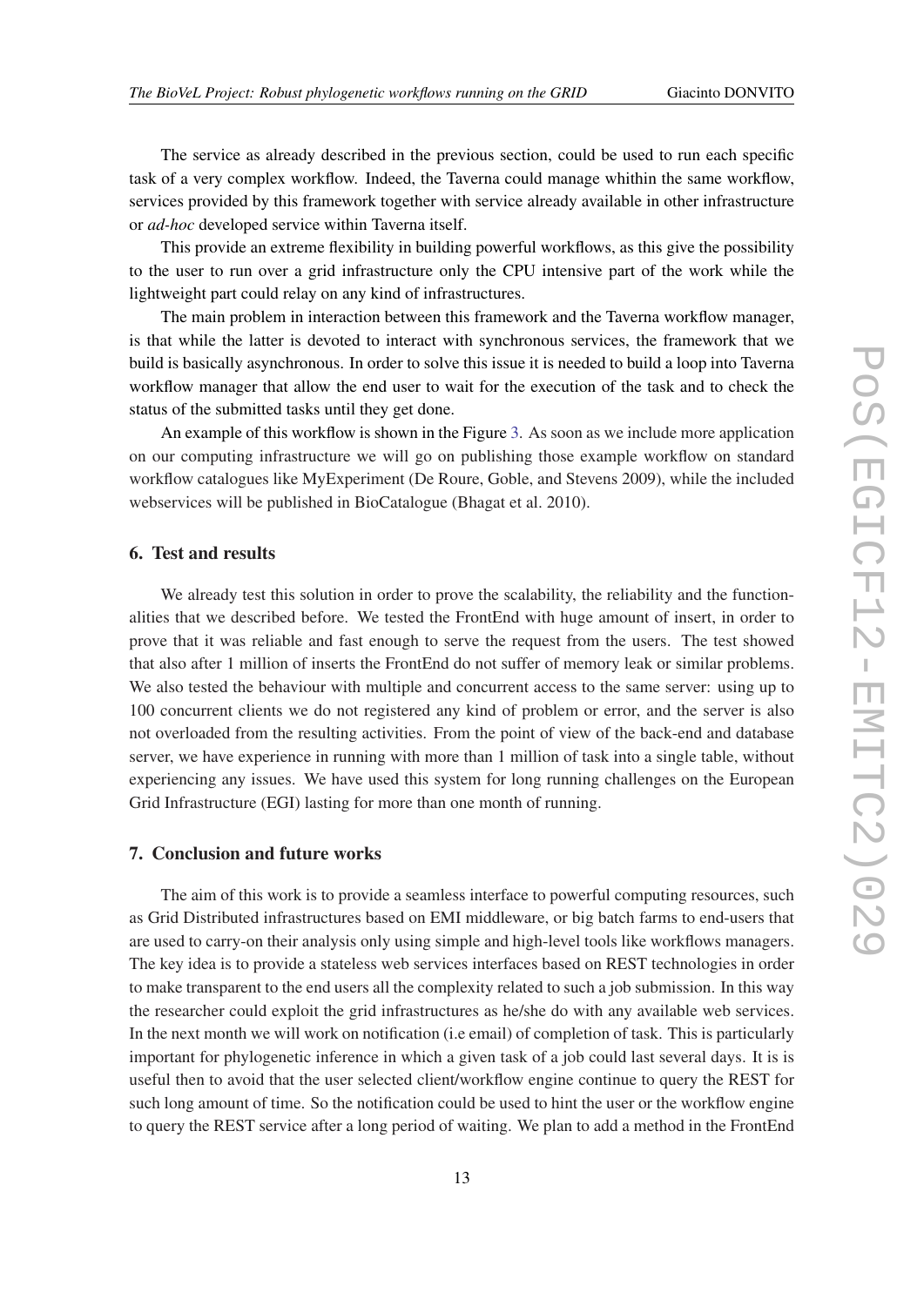The service as already described in the previous section, could be used to run each specific task of a very complex workflow. Indeed, the Taverna could manage whithin the same workflow, services provided by this framework together with service already available in other infrastructure or *ad-hoc* developed service within Taverna itself.

This provide an extreme flexibility in building powerful workflows, as this give the possibility to the user to run over a grid infrastructure only the CPU intensive part of the work while the lightweight part could relay on any kind of infrastructures.

The main problem in interaction between this framework and the Taverna workflow manager, is that while the latter is devoted to interact with synchronous services, the framework that we build is basically asynchronous. In order to solve this issue it is needed to build a loop into Taverna workflow manager that allow the end user to wait for the execution of the task and to check the status of the submitted tasks until they get done.

An example of this workflow is shown in the Figure 3. As soon as we include more application on our computing infrastructure we will go on publishing those example workflow on standard workflow catalogues like MyExperiment (De Roure, Goble, and Stevens 2009), while the included webservices will be published in BioCatalogue (Bhagat et al. 2010).

## 6. Test and results

We already test this solution in order to prove the scalability, the reliability and the functionalities that we described before. We tested the FrontEnd with huge amount of insert, in order to prove that it was reliable and fast enough to serve the request from the users. The test showed that also after 1 million of inserts the FrontEnd do not suffer of memory leak or similar problems. We also tested the behaviour with multiple and concurrent access to the same server: using up to 100 concurrent clients we do not registered any kind of problem or error, and the server is also not overloaded from the resulting activities. From the point of view of the back-end and database server, we have experience in running with more than 1 million of task into a single table, without experiencing any issues. We have used this system for long running challenges on the European Grid Infrastructure (EGI) lasting for more than one month of running.

## 7. Conclusion and future works

The aim of this work is to provide a seamless interface to powerful computing resources, such as Grid Distributed infrastructures based on EMI middleware, or big batch farms to end-users that are used to carry-on their analysis only using simple and high-level tools like workflows managers. The key idea is to provide a stateless web services interfaces based on REST technologies in order to make transparent to the end users all the complexity related to such a job submission. In this way the researcher could exploit the grid infrastructures as he/she do with any available web services. In the next month we will work on notification (i.e email) of completion of task. This is particularly important for phylogenetic inference in which a given task of a job could last several days. It is is useful then to avoid that the user selected client/workflow engine continue to query the REST for such long amount of time. So the notification could be used to hint the user or the workflow engine to query the REST service after a long period of waiting. We plan to add a method in the FrontEnd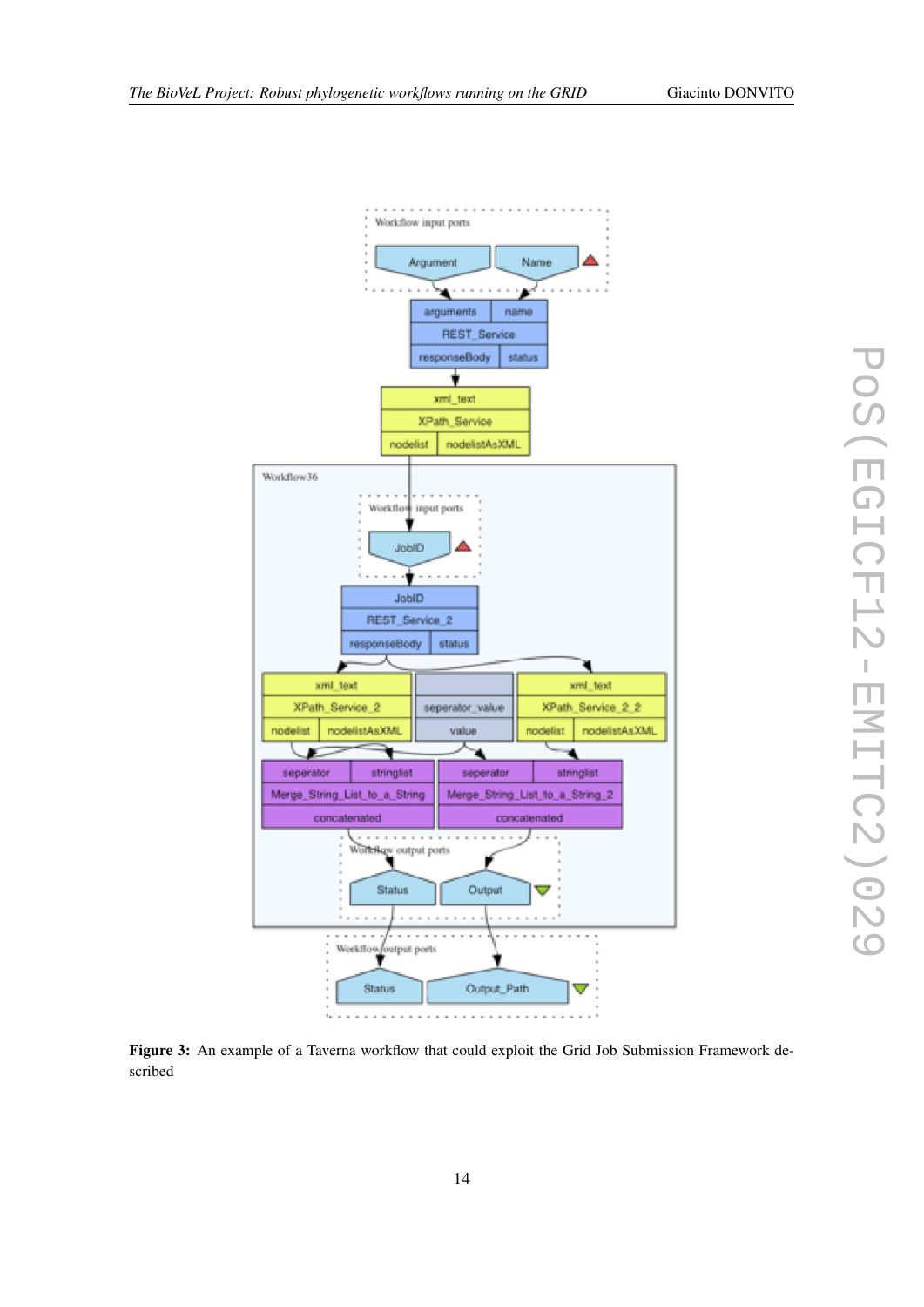**Figure 3:** An example of a Taverna workflow that could exploit the Grid Job Submission Framework described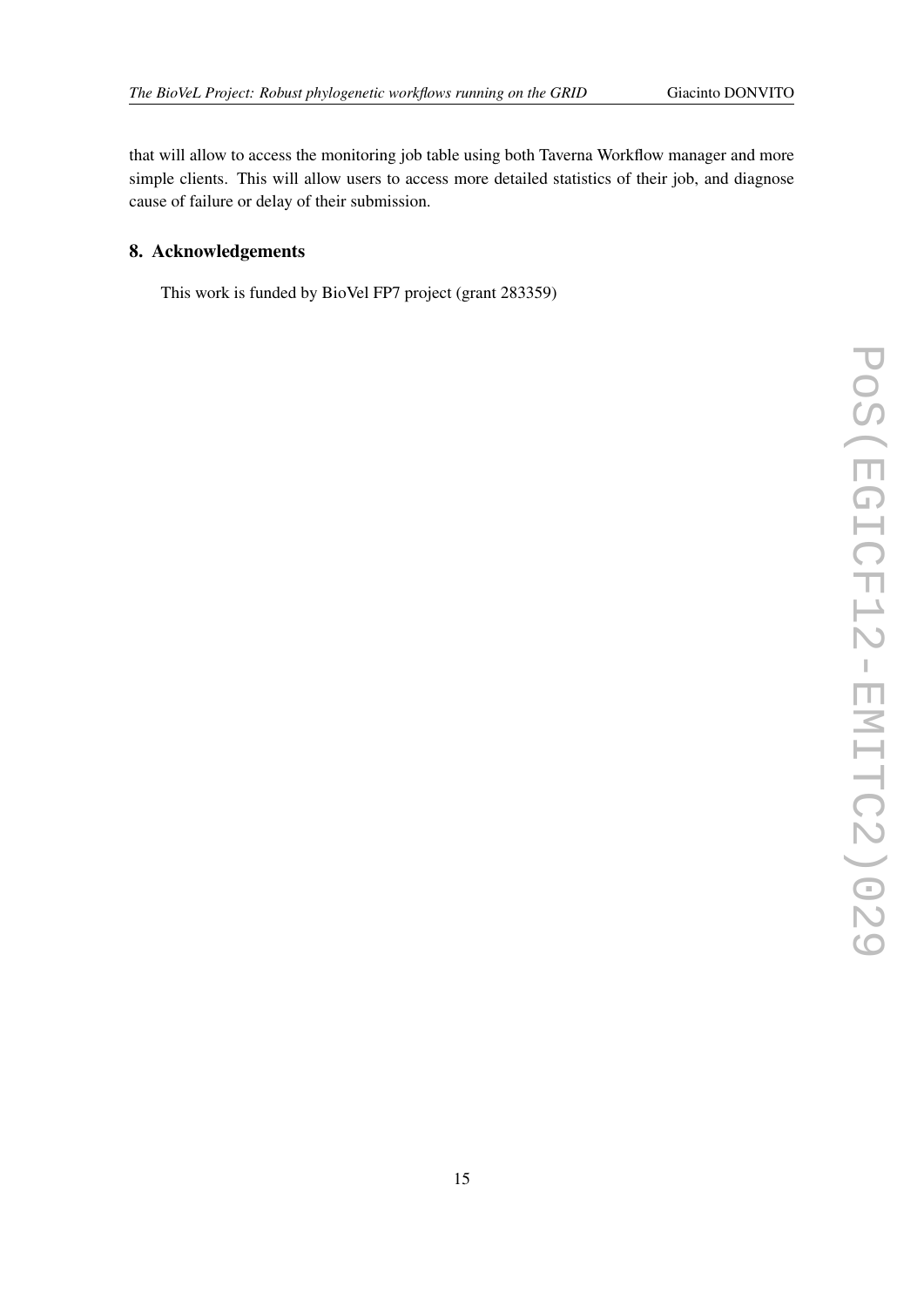that will allow to access the monitoring job table using both Taverna Workflow manager and more simple clients. This will allow users to access more detailed statistics of their job, and diagnose cause of failure or delay of their submission.

## 8. Acknowledgements

This work is funded by BioVel FP7 project (grant 283359)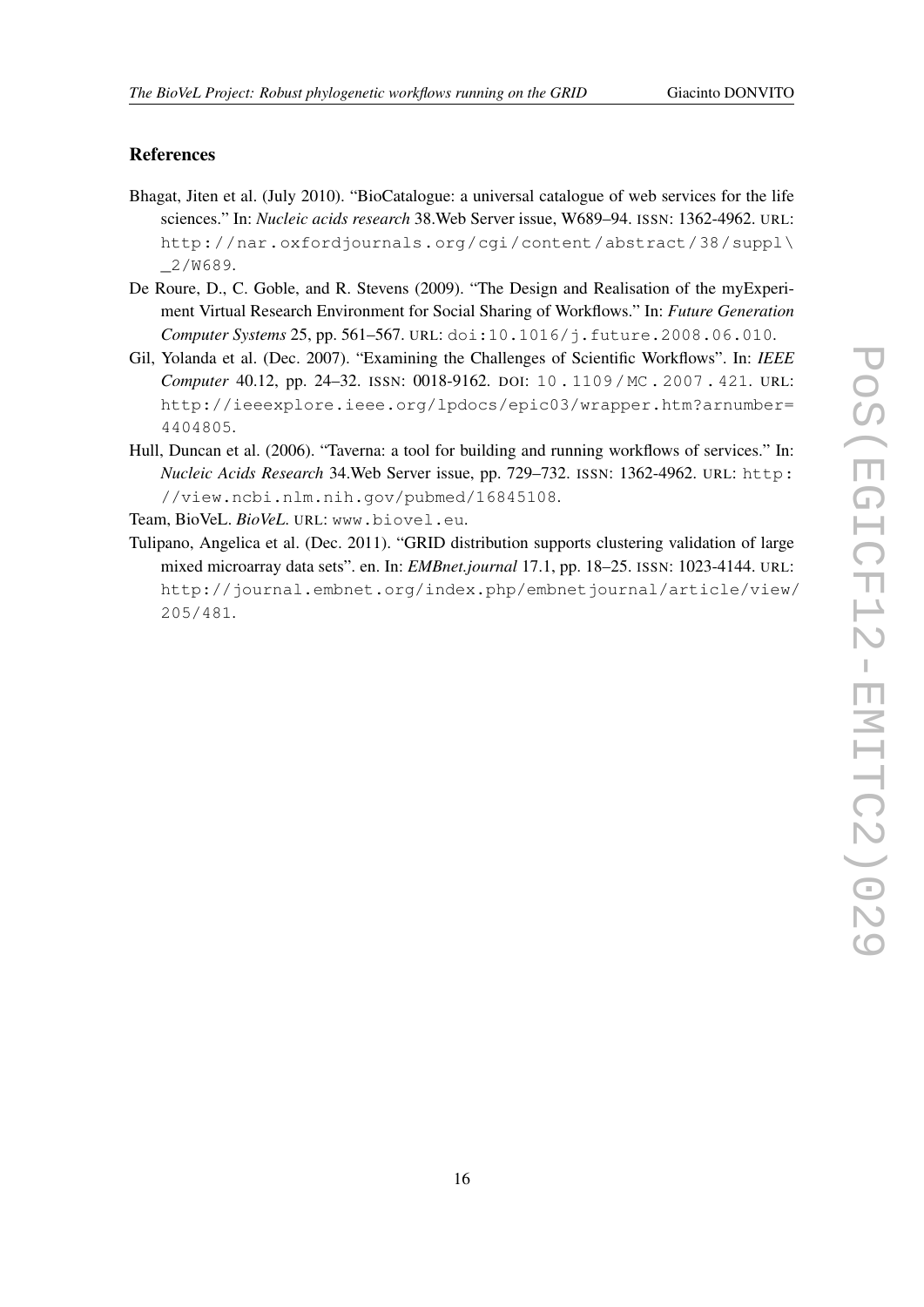## References

Bhagat, Jiten et al. (July 2010). "BioCatalogue: a universal catalogue of web services for the life sciences." In: *Nucleic acids research* 38.Web Server issue, W689–94. ISSN: 1362-4962. URL: http://nar.oxfordjournals.org/cgi/content/abstract/38/suppl\_2/W689.

De Roure, D., C. Goble, and R. Stevens (2009). "The Design and Realisation of the myExperiment Virtual Research Environment for Social Sharing of Workflows." In: *Future Generation Computer Systems* 25, pp. 561–567. URL: doi:10.1016/j.future.2008.06.010.

Gil, Yolanda et al. (Dec. 2007). "Examining the Challenges of Scientific Workflows". In: *IEEE Computer* 40.12, pp. 24–32. ISSN: 0018-9162. DOI: 10.1109/MC.2007.421. URL: http://ieeexplore.ieee.org/lpdocs/epic03/wrapper.htm?arnumber=4404805.

Hull, Duncan et al. (2006). "Taverna: a tool for building and running workflows of services." In: *Nucleic Acids Research* 34.Web Server issue, pp. 729–732. ISSN: 1362-4962. URL: http://view.ncbi.nlm.nih.gov/pubmed/16845108.

Team, BioVeL. *BioVeL*. URL: www.biovel.eu.

Tulipano, Angelica et al. (Dec. 2011). "GRID distribution supports clustering validation of large mixed microarray data sets". en. In: *EMBnet.journal* 17.1, pp. 18–25. ISSN: 1023-4144. URL: http://journal.embnet.org/index.php/embnetjournal/article/view/205/481.